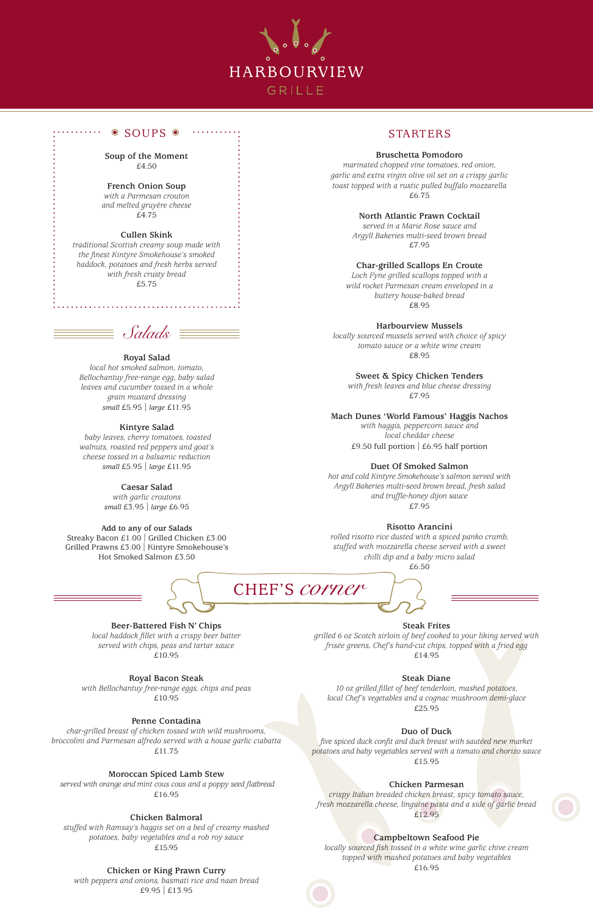# HARBOURVIEW GRILLE

## SOUPS

**Soup of the Moment**
£4.50

**French Onion Soup**
*with a Parmesan crouton and melted gruyère cheese*
£4.75

**Cullen Skink**
*traditional Scottish creamy soup made with the finest Kintyre Smokehouse's smoked haddock, potatoes and fresh herbs served with fresh crusty bread*
£5.75

## Salads

**Royal Salad**
*local hot smoked salmon, tomato, Bellochantuy free-range egg, baby salad leaves and cucumber tossed in a whole grain mustard dressing*
*small* £5.95 | *large* £11.95

**Kintyre Salad**
*baby leaves, cherry tomatoes, toasted walnuts, roasted red peppers and goat's cheese tossed in a balsamic reduction*
*small* £5.95 | *large* £11.95

**Caesar Salad**
*with garlic croutons*
*small* £3.95 | *large* £6.95

**Add to any of our Salads**
Streaky Bacon £1.00 | Grilled Chicken £3.00
Grilled Prawns £3.00 | Kintyre Smokehouse's Hot Smoked Salmon £3.50

## STARTERS

**Bruschetta Pomodoro**
*marinated chopped vine tomatoes, red onion, garlic and extra virgin olive oil set on a crispy garlic toast topped with a rustic pulled buffalo mozzarella*
£6.75

**North Atlantic Prawn Cocktail**
*served in a Marie Rose sauce and Argyll Bakeries multi-seed brown bread*
£7.95

**Char-grilled Scallops En Croute**
*Loch Fyne grilled scallops topped with a wild rocket Parmesan cream enveloped in a buttery house-baked bread*
£8.95

**Harbourview Mussels**
*locally sourced mussels served with choice of spicy tomato sauce or a white wine cream*
£8.95

**Sweet & Spicy Chicken Tenders**
*with fresh leaves and blue cheese dressing*
£7.95

**Mach Dunes 'World Famous' Haggis Nachos**
*with haggis, peppercorn sauce and local cheddar cheese*
£9.50 full portion | £6.95 half portion

**Duet Of Smoked Salmon**
*hot and cold Kintyre Smokehouse's salmon served with Argyll Bakeries multi-seed brown bread, fresh salad and truffle-honey dijon sauce*
£7.95

**Risotto Arancini**
*rolled risotto rice dusted with a spiced panko crumb, stuffed with mozzarella cheese served with a sweet chilli dip and a baby micro salad*
£6.50

## CHEF'S *corner*

**Beer-Battered Fish N' Chips**
*local haddock fillet with a crispy beer batter served with chips, peas and tartar sauce*
£10.95

**Royal Bacon Steak**
*with Bellochantuy free-range eggs, chips and peas*
£10.95

**Penne Contadina**
*char-grilled breast of chicken tossed with wild mushrooms, broccolini and Parmesan alfredo served with a house garlic ciabatta*
£11.75

**Moroccan Spiced Lamb Stew**
*served with orange and mint cous cous and a poppy seed flatbread*
£16.95

**Chicken Balmoral**
*stuffed with Ramsay's haggis set on a bed of creamy mashed potatoes, baby vegetables and a rob roy sauce*
£15.95

**Chicken or King Prawn Curry**
*with peppers and onions, basmati rice and naan bread*
£9.95 | £13.95

**Steak Frites**
*grilled 6 oz Scotch sirloin of beef cooked to your liking served with frisée greens, Chef's hand-cut chips, topped with a fried egg*
£14.95

**Steak Diane**
*10 oz grilled fillet of beef tenderloin, mashed potatoes, local Chef's vegetables and a cognac mushroom demi-glace*
£25.95

**Duo of Duck**
*five spiced duck confit and duck breast with sautéed new market potatoes and baby vegetables served with a tomato and chorizo sauce*
£15.95

**Chicken Parmesan**
*crispy Italian breaded chicken breast, spicy tomato sauce, fresh mozzarella cheese, linguine pasta and a side of garlic bread*
£12.95

**Campbeltown Seafood Pie**
*locally sourced fish tossed in a white wine garlic chive cream topped with mashed potatoes and baby vegetables*
£16.95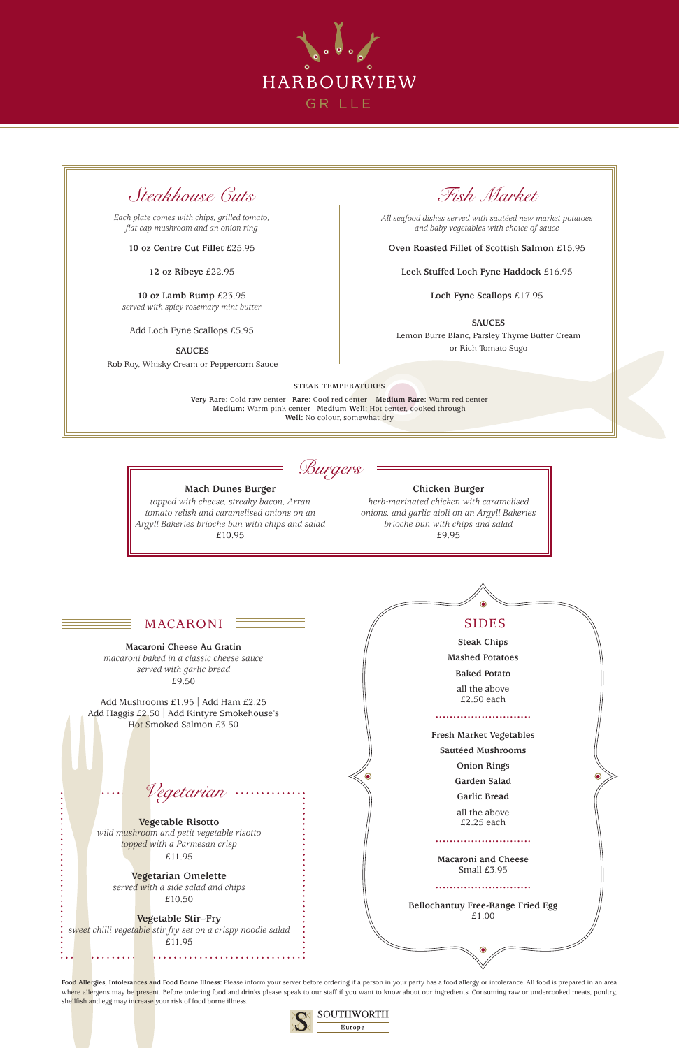# HARBOURVIEW GRILLE

## Steakhouse Cuts

*Each plate comes with chips, grilled tomato, flat cap mushroom and an onion ring*

**10 oz Centre Cut Fillet** £25.95

**12 oz Ribeye** £22.95

**10 oz Lamb Rump** £23.95
*served with spicy rosemary mint butter*

Add Loch Fyne Scallops £5.95

**SAUCES**
Rob Roy, Whisky Cream or Peppercorn Sauce

## Fish Market

*All seafood dishes served with sautéed new market potatoes and baby vegetables with choice of sauce*

**Oven Roasted Fillet of Scottish Salmon** £15.95

**Leek Stuffed Loch Fyne Haddock** £16.95

**Loch Fyne Scallops** £17.95

**SAUCES**
Lemon Burre Blanc, Parsley Thyme Butter Cream or Rich Tomato Sugo

**STEAK TEMPERATURES**

**Very Rare:** Cold raw center **Rare:** Cool red center **Medium Rare:** Warm red center
**Medium:** Warm pink center **Medium Well:** Hot center, cooked through
**Well:** No colour, somewhat dry

## Burgers

**Mach Dunes Burger**
*topped with cheese, streaky bacon, Arran tomato relish and caramelised onions on an Argyll Bakeries brioche bun with chips and salad*
£10.95

**Chicken Burger**
*herb-marinated chicken with caramelised onions, and garlic aioli on an Argyll Bakeries brioche bun with chips and salad*
£9.95

## MACARONI

**Macaroni Cheese Au Gratin**
*macaroni baked in a classic cheese sauce served with garlic bread*
£9.50

Add Mushrooms £1.95 | Add Ham £2.25
Add Haggis £2.50 | Add Kintyre Smokehouse's Hot Smoked Salmon £3.50

## Vegetarian

**Vegetable Risotto**
*wild mushroom and petit vegetable risotto topped with a Parmesan crisp*
£11.95

**Vegetarian Omelette**
*served with a side salad and chips*
£10.50

**Vegetable Stir–Fry**
*sweet chilli vegetable stir fry set on a crispy noodle salad*
£11.95

## SIDES

**Steak Chips**
**Mashed Potatoes**
**Baked Potato**
all the above
£2.50 each

**Fresh Market Vegetables**
**Sautéed Mushrooms**
**Onion Rings**
**Garden Salad**
**Garlic Bread**
all the above
£2.25 each

**Macaroni and Cheese**
Small £3.95

**Bellochantuy Free-Range Fried Egg**
£1.00

**Food Allergies, Intolerances and Food Borne Illness:** Please inform your server before ordering if a person in your party has a food allergy or intolerance. All food is prepared in an area where allergens may be present. Before ordering food and drinks please speak to our staff if you want to know about our ingredients. Consuming raw or undercooked meats, poultry, shellfish and egg may increase your risk of food borne illness.

SOUTHWORTH Europe